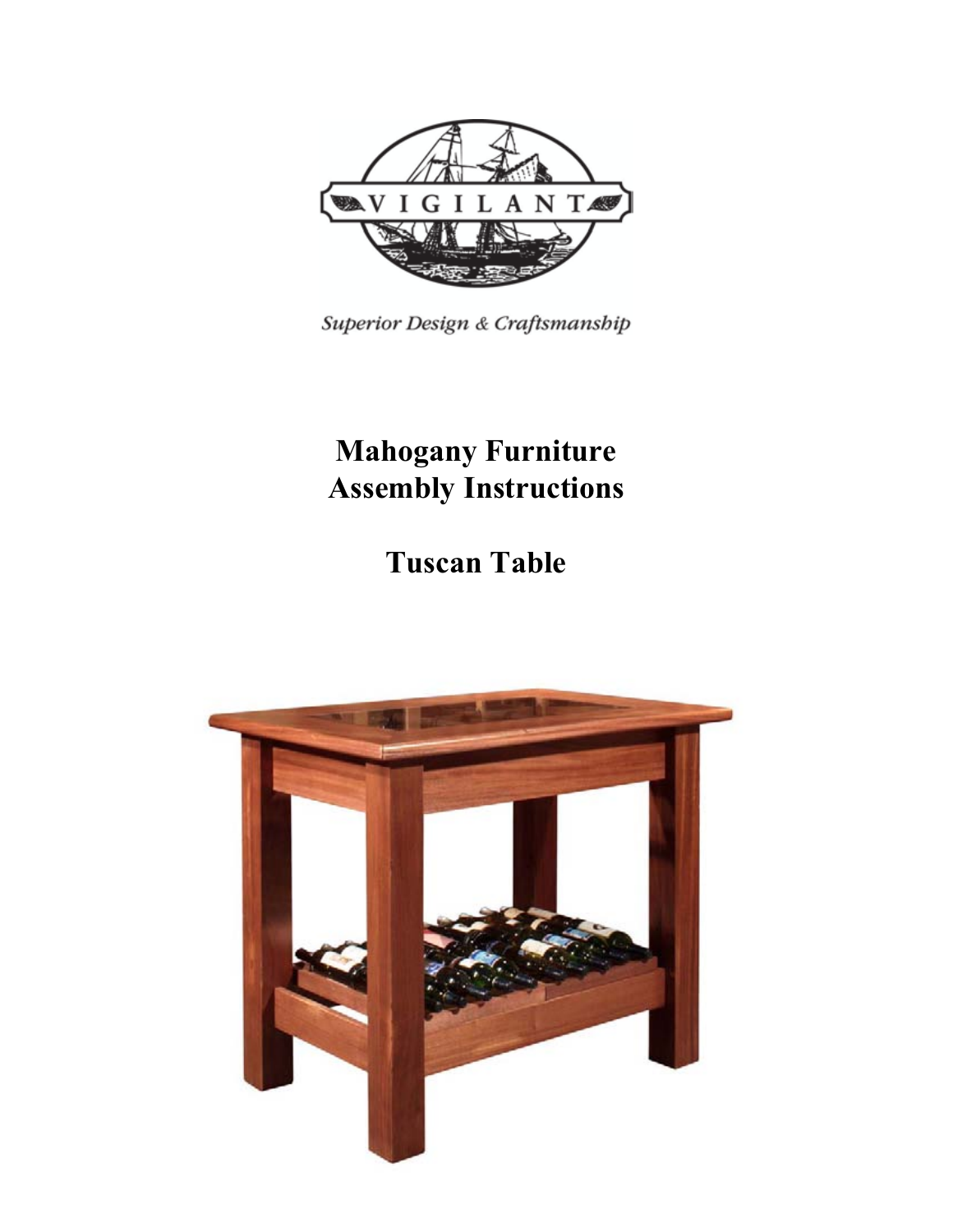VIGILANT

*Superior Design & Craftsmanship*

# Mahogany Furniture Assembly Instructions

# Tuscan Table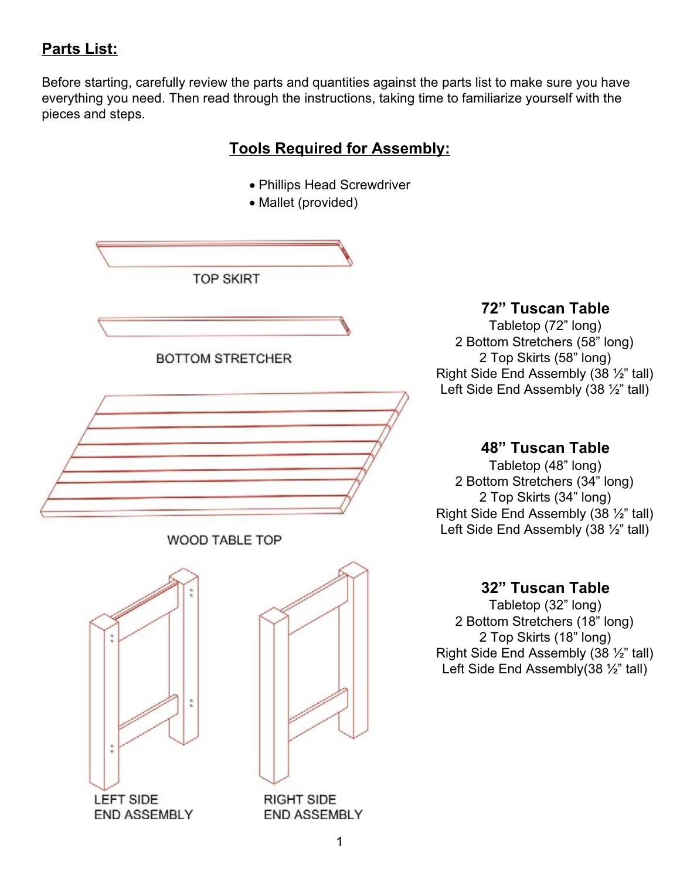## Parts List:

Before starting, carefully review the parts and quantities against the parts list to make sure you have everything you need. Then read through the instructions, taking time to familiarize yourself with the pieces and steps.

## Tools Required for Assembly:

- Phillips Head Screwdriver
- Mallet (provided)

TOP SKIRT

BOTTOM STRETCHER

WOOD TABLE TOP

LEFT SIDE END ASSEMBLY

RIGHT SIDE END ASSEMBLY

### 72" Tuscan Table

Tabletop (72" long)
2 Bottom Stretchers (58" long)
2 Top Skirts (58" long)
Right Side End Assembly (38 ½" tall)
Left Side End Assembly (38 ½" tall)

### 48" Tuscan Table

Tabletop (48" long)
2 Bottom Stretchers (34" long)
2 Top Skirts (34" long)
Right Side End Assembly (38 ½" tall)
Left Side End Assembly (38 ½" tall)

### 32" Tuscan Table

Tabletop (32" long)
2 Bottom Stretchers (18" long)
2 Top Skirts (18" long)
Right Side End Assembly (38 ½" tall)
Left Side End Assembly(38 ½" tall)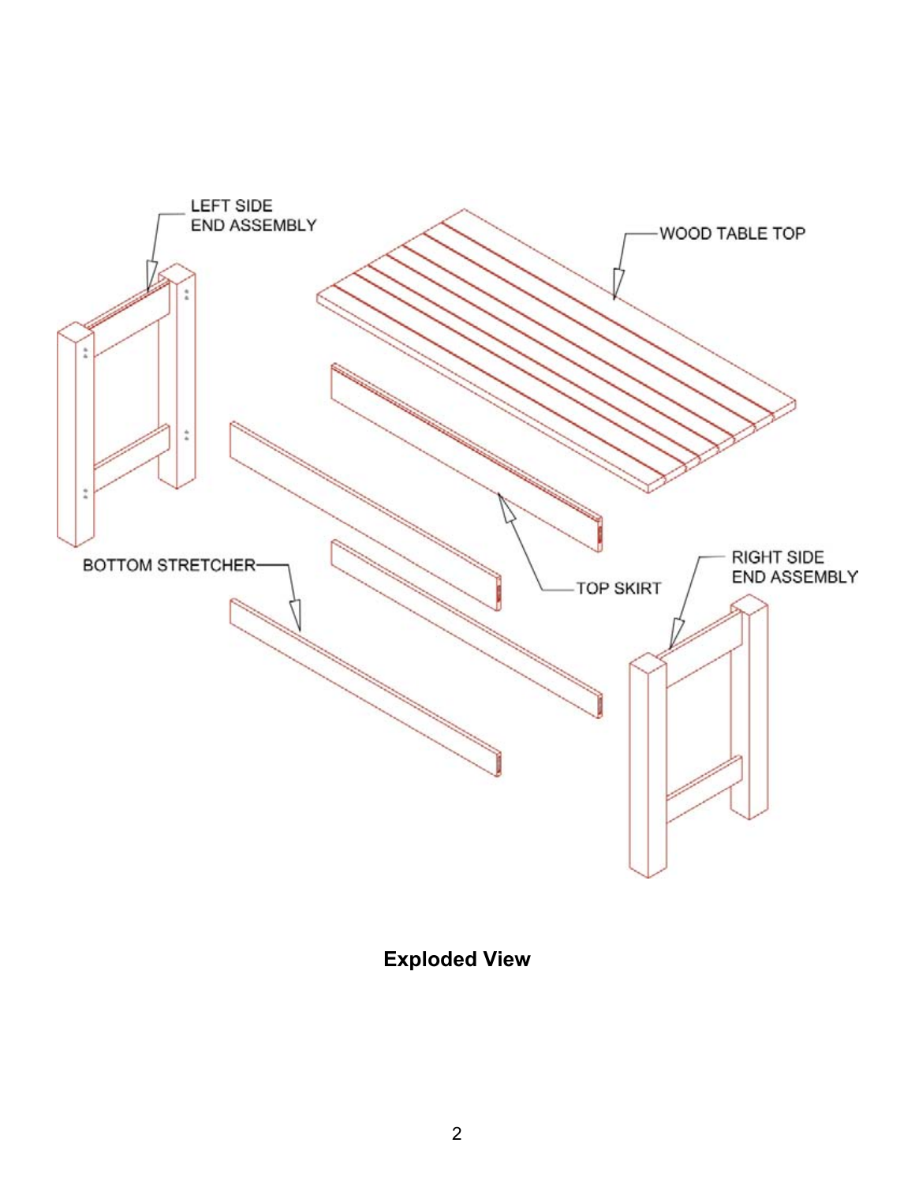LEFT SIDE END ASSEMBLY

WOOD TABLE TOP

TOP SKIRT

BOTTOM STRETCHER

RIGHT SIDE END ASSEMBLY

**Exploded View**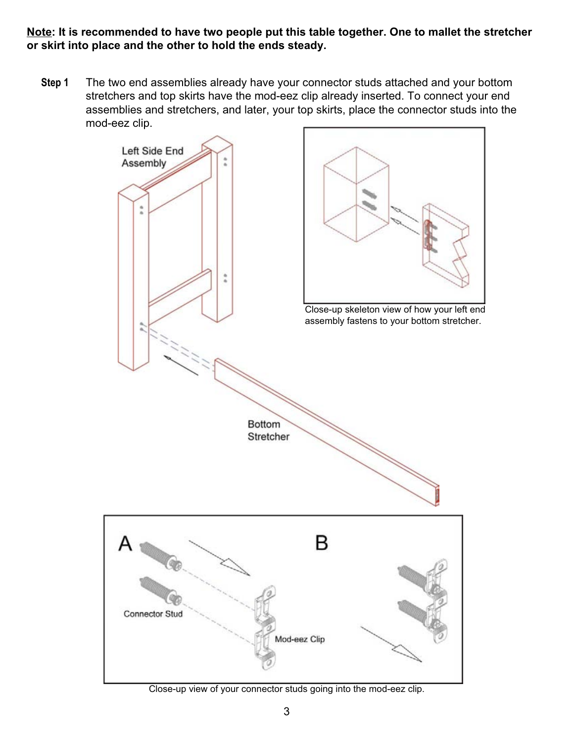**<u>Note</u>: It is recommended to have two people put this table together. One to mallet the stretcher or skirt into place and the other to hold the ends steady.**

**Step 1** The two end assemblies already have your connector studs attached and your bottom stretchers and top skirts have the mod-eez clip already inserted. To connect your end assemblies and stretchers, and later, your top skirts, place the connector studs into the mod-eez clip.

Left Side End Assembly

Bottom Stretcher

Close-up skeleton view of how your left end assembly fastens to your bottom stretcher.

A

B

Connector Stud

Mod-eez Clip

Close-up view of your connector studs going into the mod-eez clip.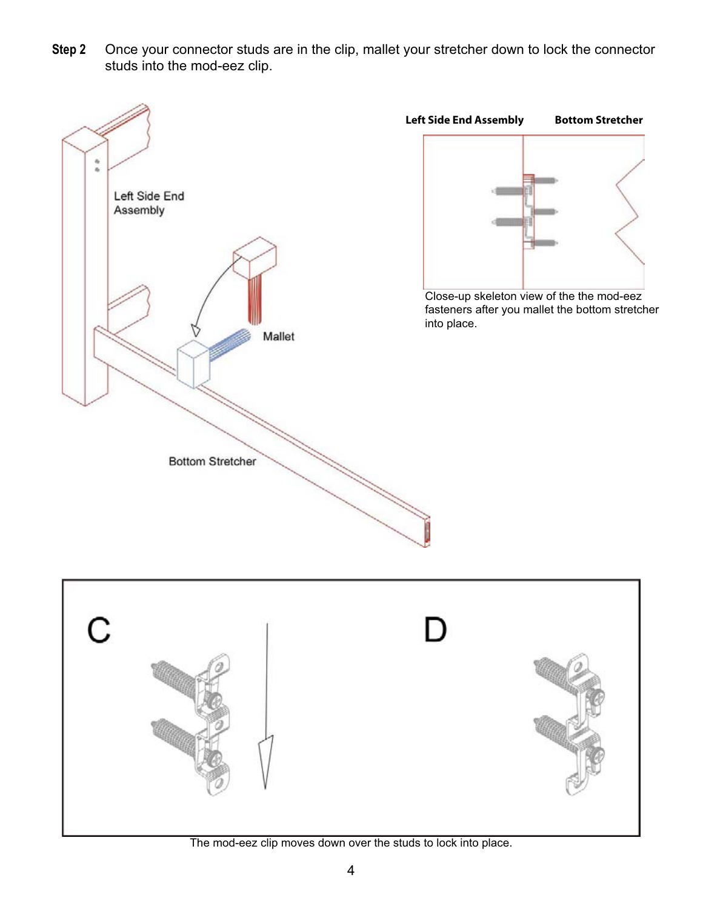**Step 2** Once your connector studs are in the clip, mallet your stretcher down to lock the connector studs into the mod-eez clip.

Left Side End Assembly

Mallet

Bottom Stretcher

**Left Side End Assembly** **Bottom Stretcher**

Close-up skeleton view of the the mod-eez fasteners after you mallet the bottom stretcher into place.

C D

The mod-eez clip moves down over the studs to lock into place.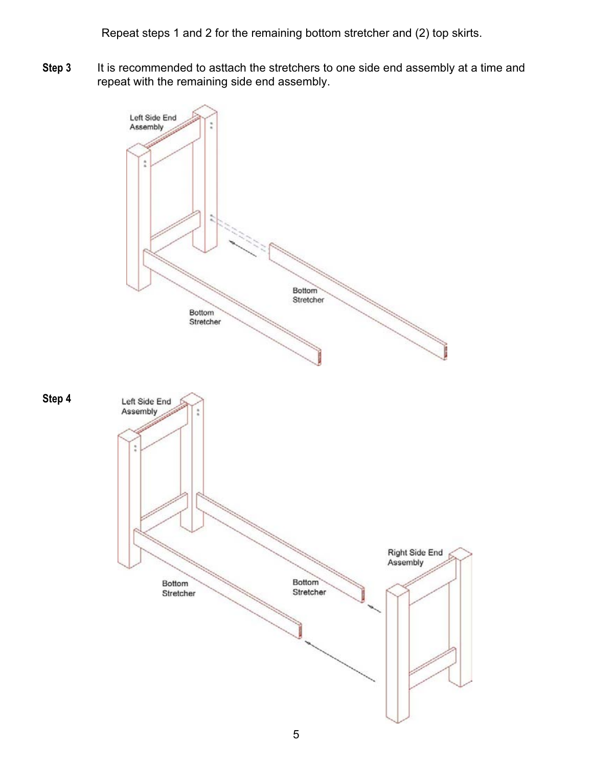Repeat steps 1 and 2 for the remaining bottom stretcher and (2) top skirts.

**Step 3** It is recommended to asttach the stretchers to one side end assembly at a time and repeat with the remaining side end assembly.

Left Side End Assembly

Bottom Stretcher

Bottom Stretcher

**Step 4**

Left Side End Assembly

Bottom Stretcher

Bottom Stretcher

Right Side End Assembly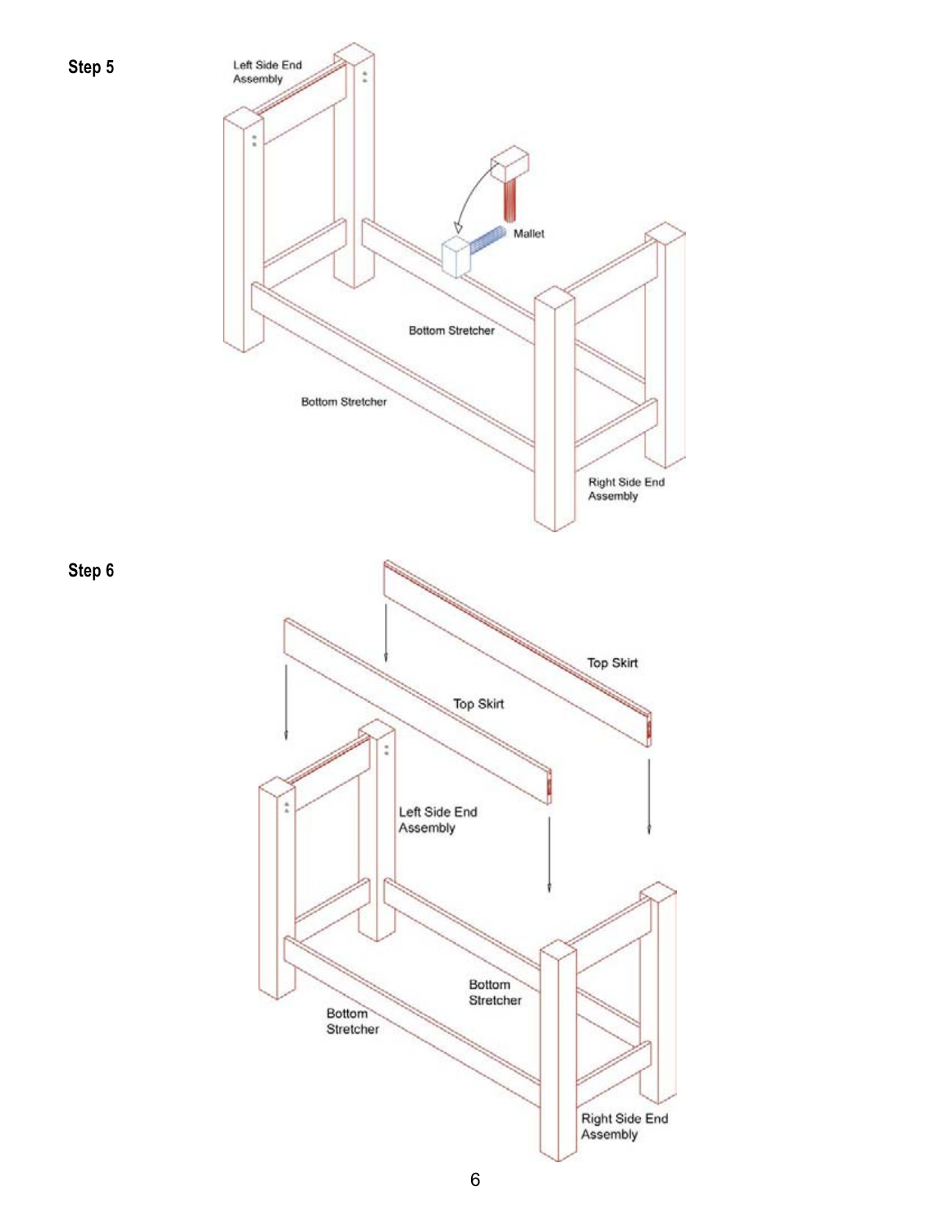**Step 5**

Left Side End Assembly

Mallet

Bottom Stretcher

Bottom Stretcher

Right Side End Assembly

**Step 6**

Top Skirt

Top Skirt

Left Side End Assembly

Bottom Stretcher

Bottom Stretcher

Right Side End Assembly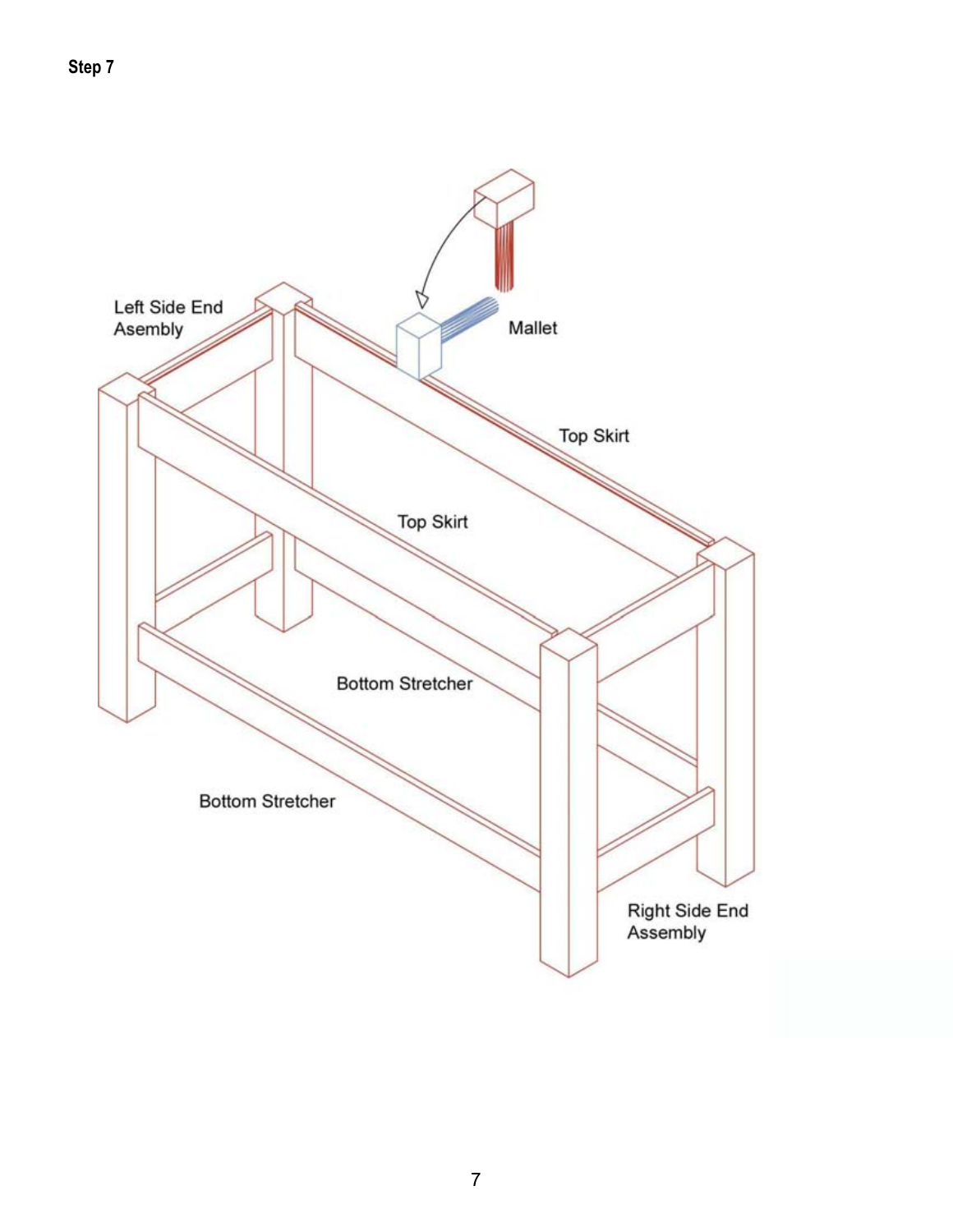**Step 7**

Left Side End Asembly

Mallet

Top Skirt

Top Skirt

Bottom Stretcher

Bottom Stretcher

Right Side End Assembly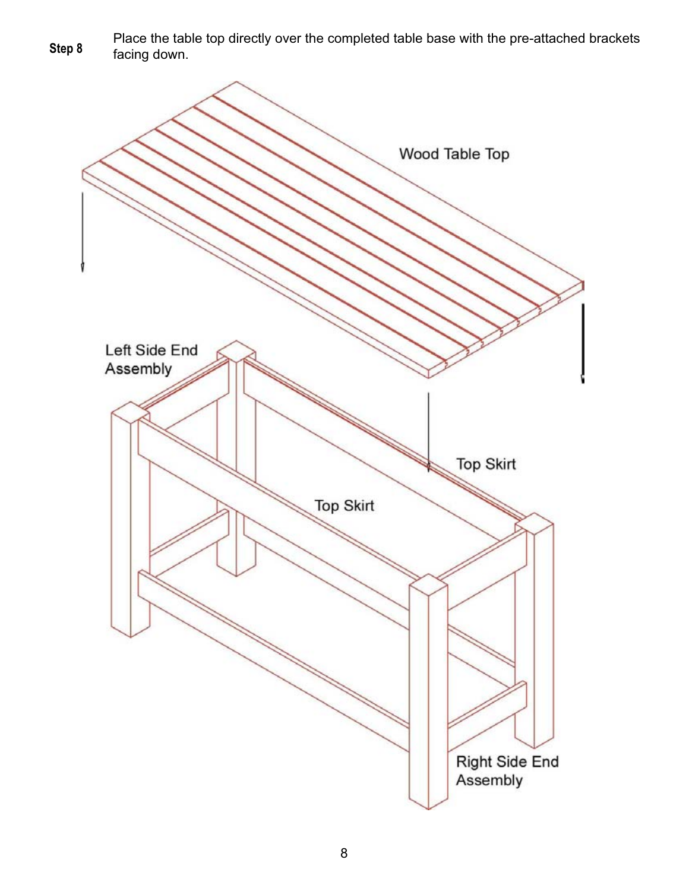**Step 8** Place the table top directly over the completed table base with the pre-attached brackets facing down.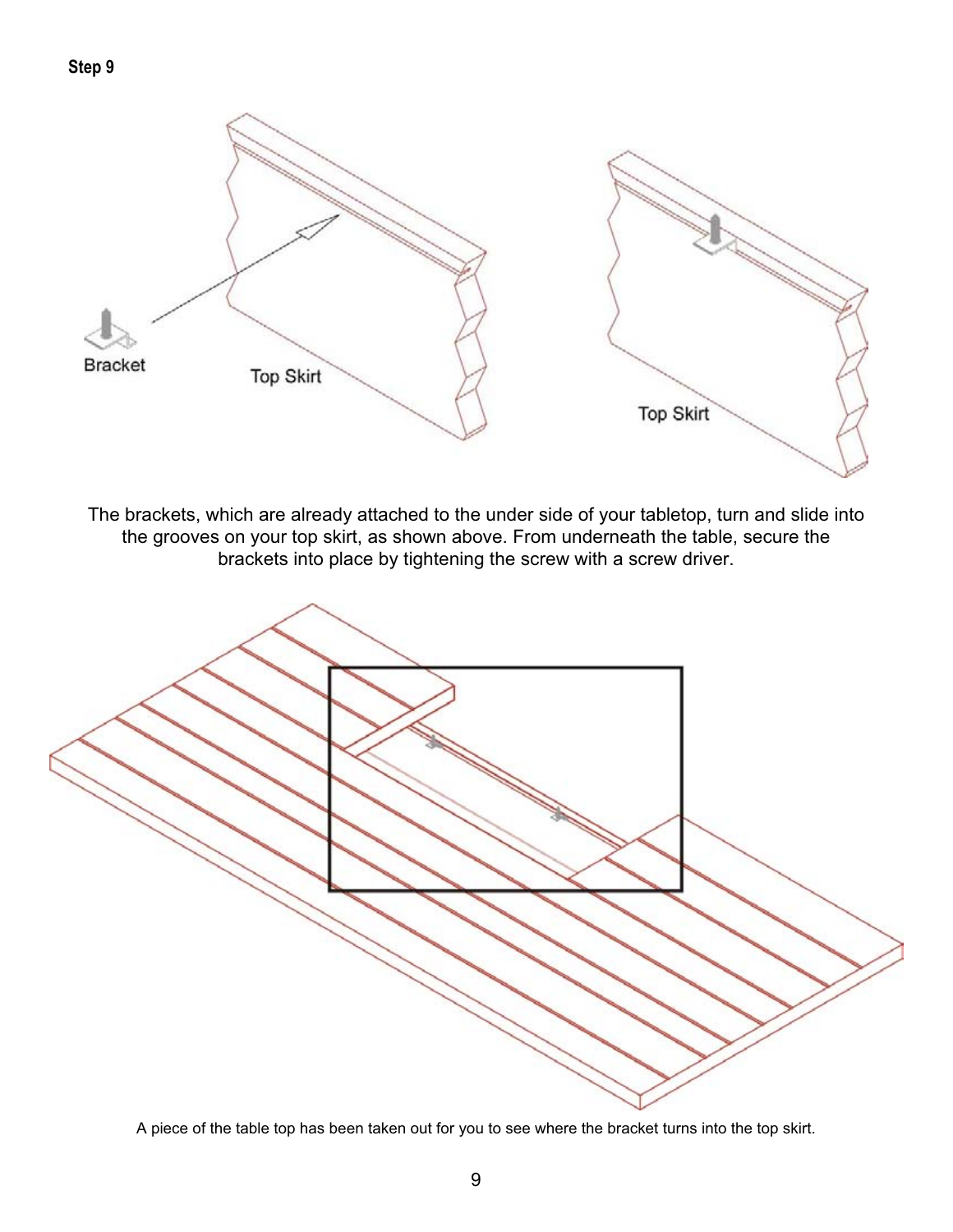**Step 9**

The brackets, which are already attached to the under side of your tabletop, turn and slide into the grooves on your top skirt, as shown above. From underneath the table, secure the brackets into place by tightening the screw with a screw driver.

A piece of the table top has been taken out for you to see where the bracket turns into the top skirt.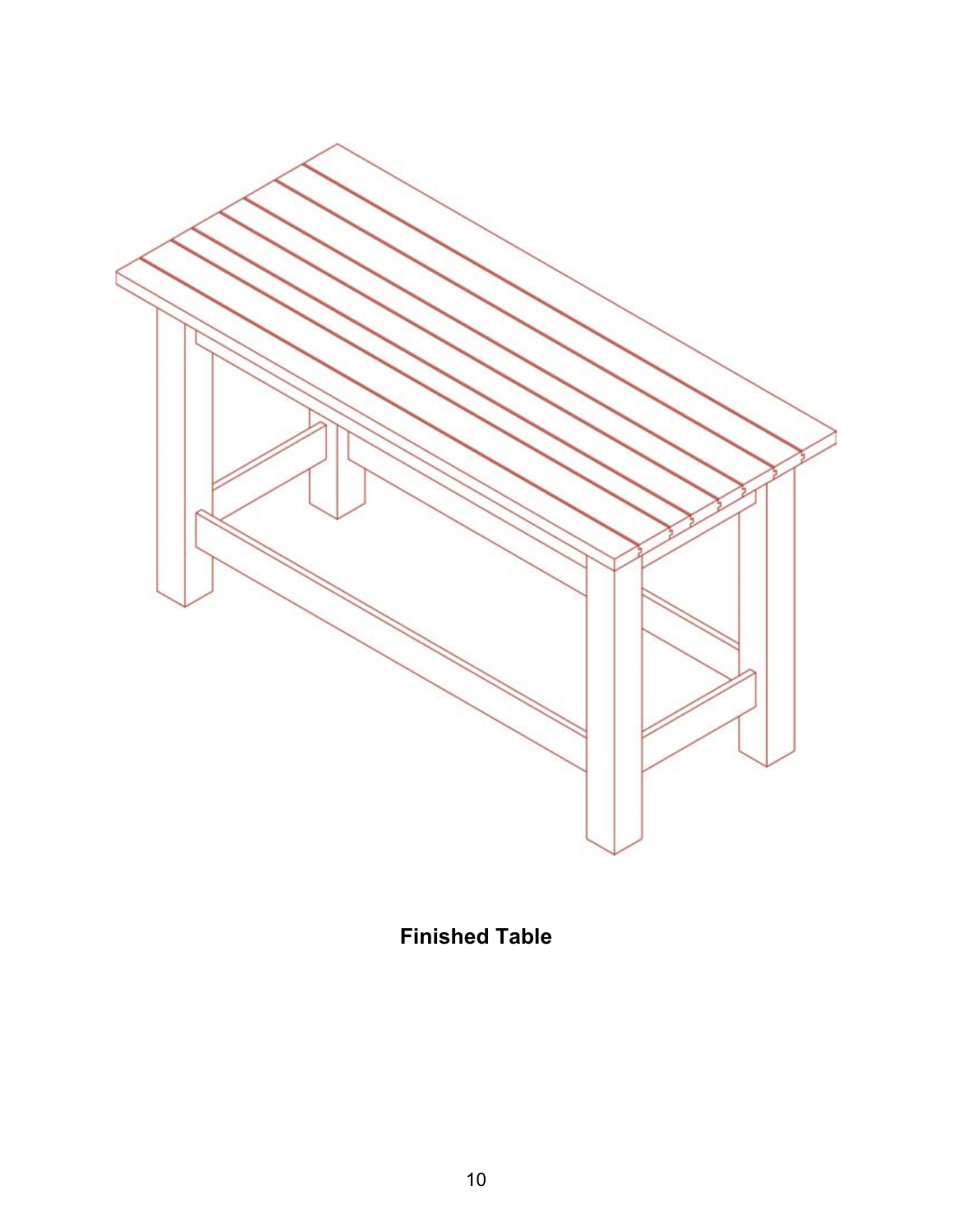**Finished Table**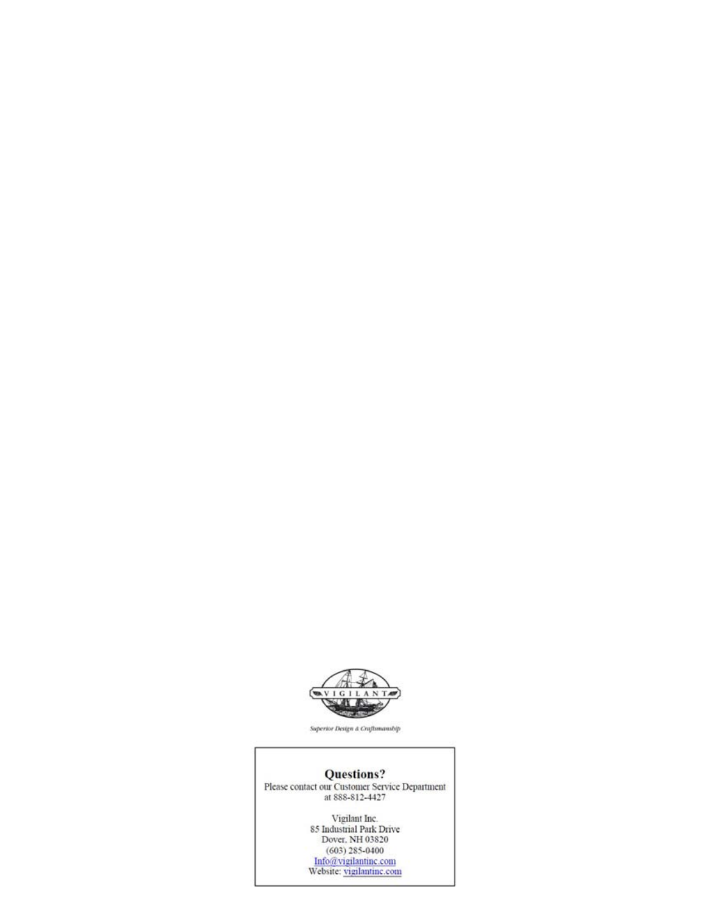VIGILANT

*Superior Design & Craftsmanship*

## Questions?

Please contact our Customer Service Department
at 888-812-4427

Vigilant Inc.
85 Industrial Park Drive
Dover, NH 03820
(603) 285-0400
Info@vigilantinc.com
Website: vigilantinc.com